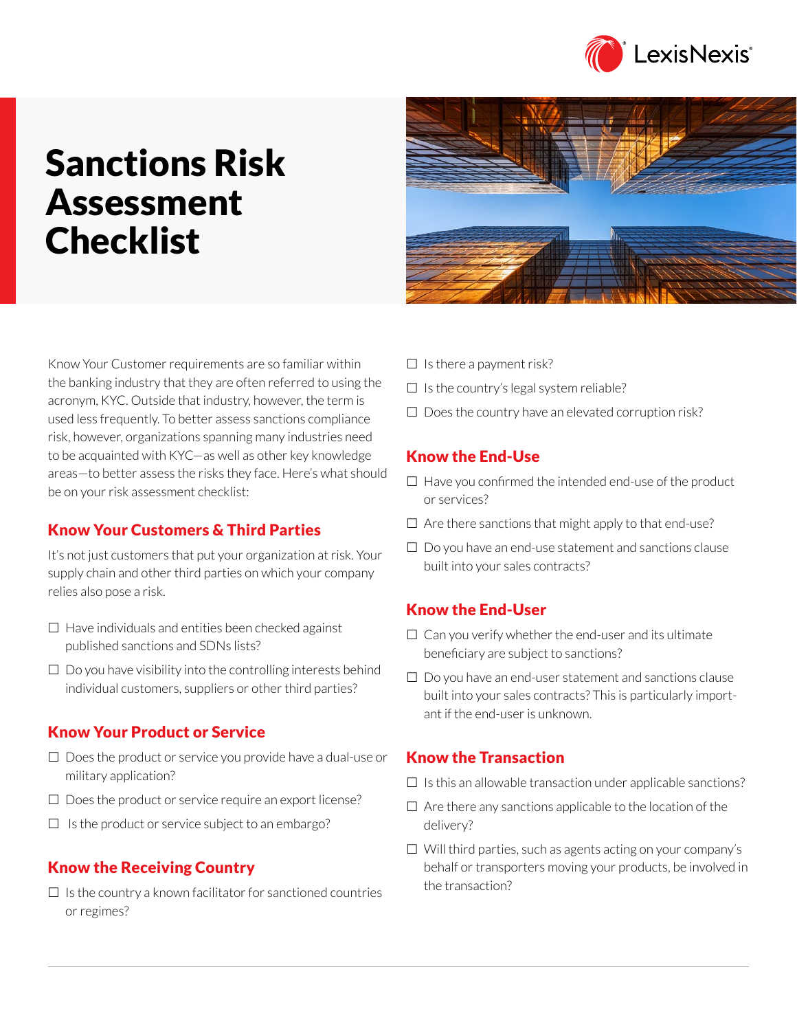# Sanctions Risk Assessment Checklist

Know Your Customer requirements are so familiar within the banking industry that they are often referred to using the acronym, KYC. Outside that industry, however, the term is used less frequently. To better assess sanctions compliance risk, however, organizations spanning many industries need to be acquainted with KYC—as well as other key knowledge areas—to better assess the risks they face. Here's what should be on your risk assessment checklist:

## Know Your Customers & Third Parties

It's not just customers that put your organization at risk. Your supply chain and other third parties on which your company relies also pose a risk.

- ☐ Have individuals and entities been checked against published sanctions and SDNs lists?
- ☐ Do you have visibility into the controlling interests behind individual customers, suppliers or other third parties?

## Know Your Product or Service

- ☐ Does the product or service you provide have a dual-use or military application?
- ☐ Does the product or service require an export license?
- ☐ Is the product or service subject to an embargo?

## Know the Receiving Country

- ☐ Is the country a known facilitator for sanctioned countries or regimes?
- ☐ Is there a payment risk?
- ☐ Is the country's legal system reliable?
- ☐ Does the country have an elevated corruption risk?

## Know the End-Use

- ☐ Have you confirmed the intended end-use of the product or services?
- ☐ Are there sanctions that might apply to that end-use?
- ☐ Do you have an end-use statement and sanctions clause built into your sales contracts?

## Know the End-User

- ☐ Can you verify whether the end-user and its ultimate beneficiary are subject to sanctions?
- ☐ Do you have an end-user statement and sanctions clause built into your sales contracts? This is particularly important if the end-user is unknown.

## Know the Transaction

- ☐ Is this an allowable transaction under applicable sanctions?
- ☐ Are there any sanctions applicable to the location of the delivery?
- ☐ Will third parties, such as agents acting on your company's behalf or transporters moving your products, be involved in the transaction?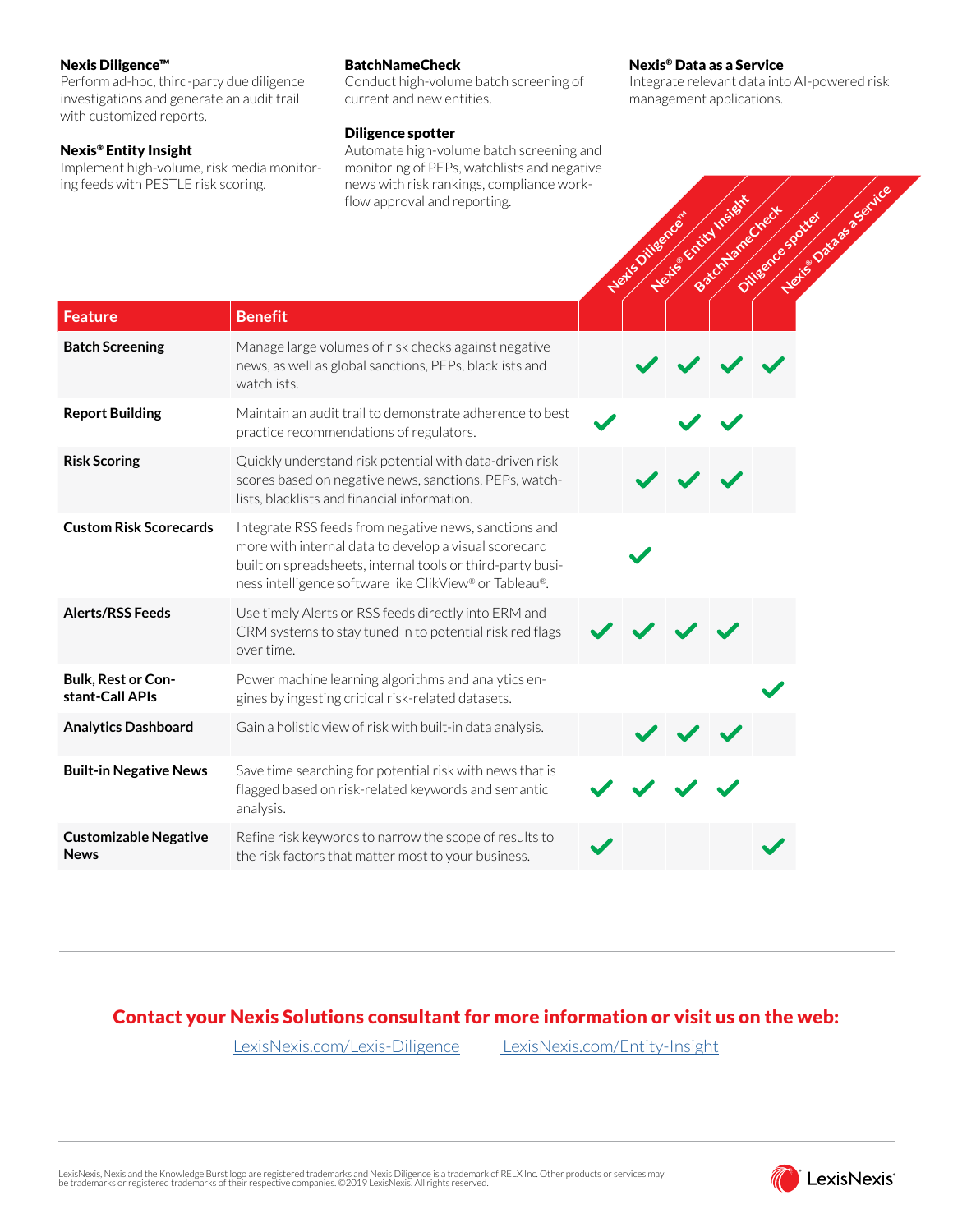**Nexis Diligence™**
Perform ad-hoc, third-party due diligence investigations and generate an audit trail with customized reports.

**Nexis® Entity Insight**
Implement high-volume, risk media monitoring feeds with PESTLE risk scoring.

**BatchNameCheck**
Conduct high-volume batch screening of current and new entities.

**Diligence spotter**
Automate high-volume batch screening and monitoring of PEPs, watchlists and negative news with risk rankings, compliance workflow approval and reporting.

**Nexis® Data as a Service**
Integrate relevant data into AI-powered risk management applications.

| Feature | Benefit | Nexis Diligence™ | Nexis® Entity Insight | BatchNameCheck | Diligence spotter | Nexis® Data as a Service |
|---|---|---|---|---|---|---|
| **Batch Screening** | Manage large volumes of risk checks against negative news, as well as global sanctions, PEPs, blacklists and watchlists. | | ✓ | ✓ | ✓ | ✓ |
| **Report Building** | Maintain an audit trail to demonstrate adherence to best practice recommendations of regulators. | ✓ | | ✓ | ✓ | |
| **Risk Scoring** | Quickly understand risk potential with data-driven risk scores based on negative news, sanctions, PEPs, watchlists, blacklists and financial information. | | ✓ | ✓ | ✓ | |
| **Custom Risk Scorecards** | Integrate RSS feeds from negative news, sanctions and more with internal data to develop a visual scorecard built on spreadsheets, internal tools or third-party business intelligence software like ClikView® or Tableau®. | | ✓ | | | |
| **Alerts/RSS Feeds** | Use timely Alerts or RSS feeds directly into ERM and CRM systems to stay tuned in to potential risk red flags over time. | ✓ | ✓ | ✓ | ✓ | |
| **Bulk, Rest or Constant-Call APIs** | Power machine learning algorithms and analytics engines by ingesting critical risk-related datasets. | | | | | ✓ |
| **Analytics Dashboard** | Gain a holistic view of risk with built-in data analysis. | | ✓ | ✓ | ✓ | |
| **Built-in Negative News** | Save time searching for potential risk with news that is flagged based on risk-related keywords and semantic analysis. | ✓ | ✓ | ✓ | ✓ | |
| **Customizable Negative News** | Refine risk keywords to narrow the scope of results to the risk factors that matter most to your business. | ✓ | | | | ✓ |

## Contact your Nexis Solutions consultant for more information or visit us on the web:

LexisNexis.com/Lexis-Diligence    LexisNexis.com/Entity-Insight

LexisNexis, Nexis and the Knowledge Burst logo are registered trademarks and Nexis Diligence is a trademark of RELX Inc. Other products or services may be trademarks or registered trademarks of their respective companies. ©2019 LexisNexis. All rights reserved.

LexisNexis®